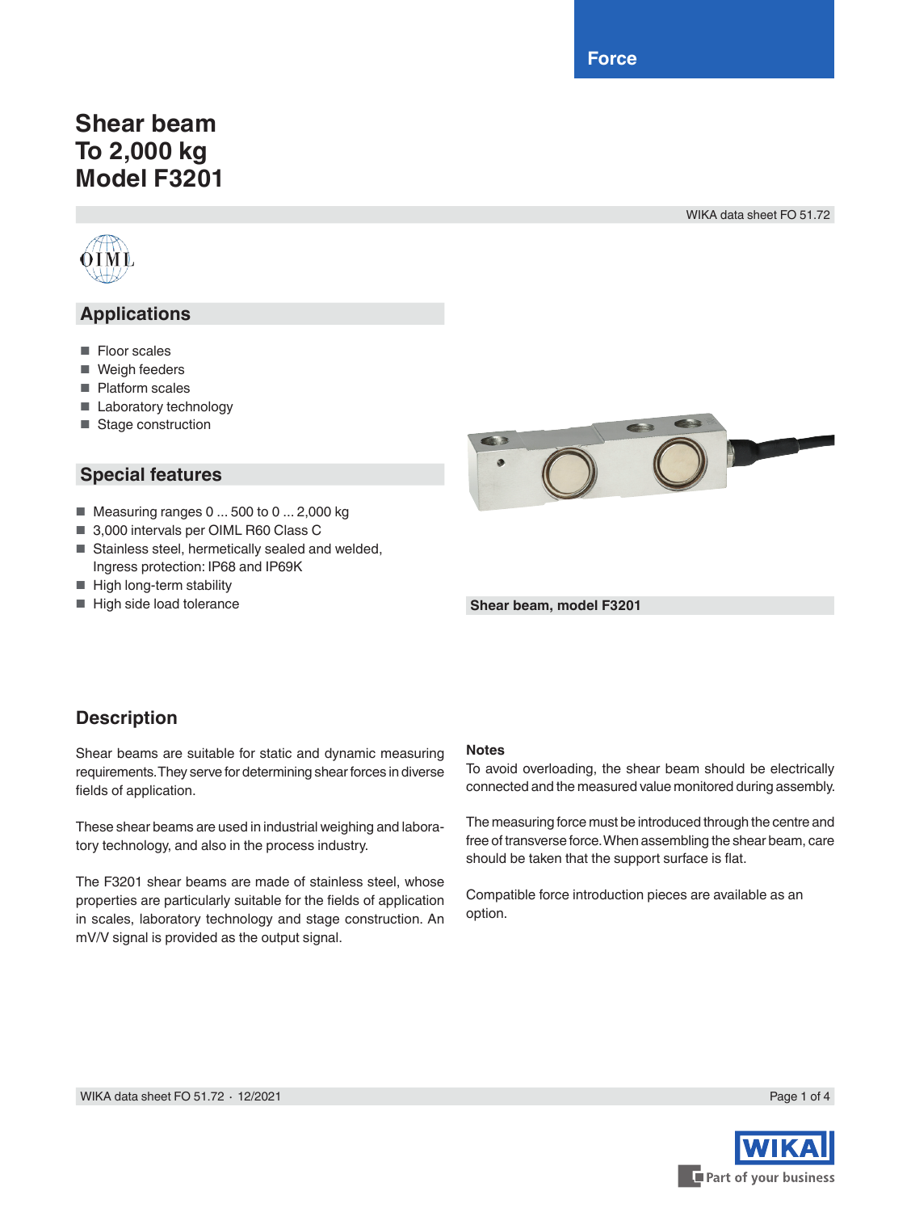Force

# Shear beam
# To 2,000 kg
# Model F3201

WIKA data sheet FO 51.72

## Applications

- Floor scales
- Weigh feeders
- Platform scales
- Laboratory technology
- Stage construction

## Special features

- Measuring ranges 0 ... 500 to 0 ... 2,000 kg
- 3,000 intervals per OIML R60 Class C
- Stainless steel, hermetically sealed and welded, Ingress protection: IP68 and IP69K
- High long-term stability
- High side load tolerance

Shear beam, model F3201

## Description

Shear beams are suitable for static and dynamic measuring requirements. They serve for determining shear forces in diverse fields of application.

These shear beams are used in industrial weighing and laboratory technology, and also in the process industry.

The F3201 shear beams are made of stainless steel, whose properties are particularly suitable for the fields of application in scales, laboratory technology and stage construction. An mV/V signal is provided as the output signal.

**Notes**

To avoid overloading, the shear beam should be electrically connected and the measured value monitored during assembly.

The measuring force must be introduced through the centre and free of transverse force. When assembling the shear beam, care should be taken that the support surface is flat.

Compatible force introduction pieces are available as an option.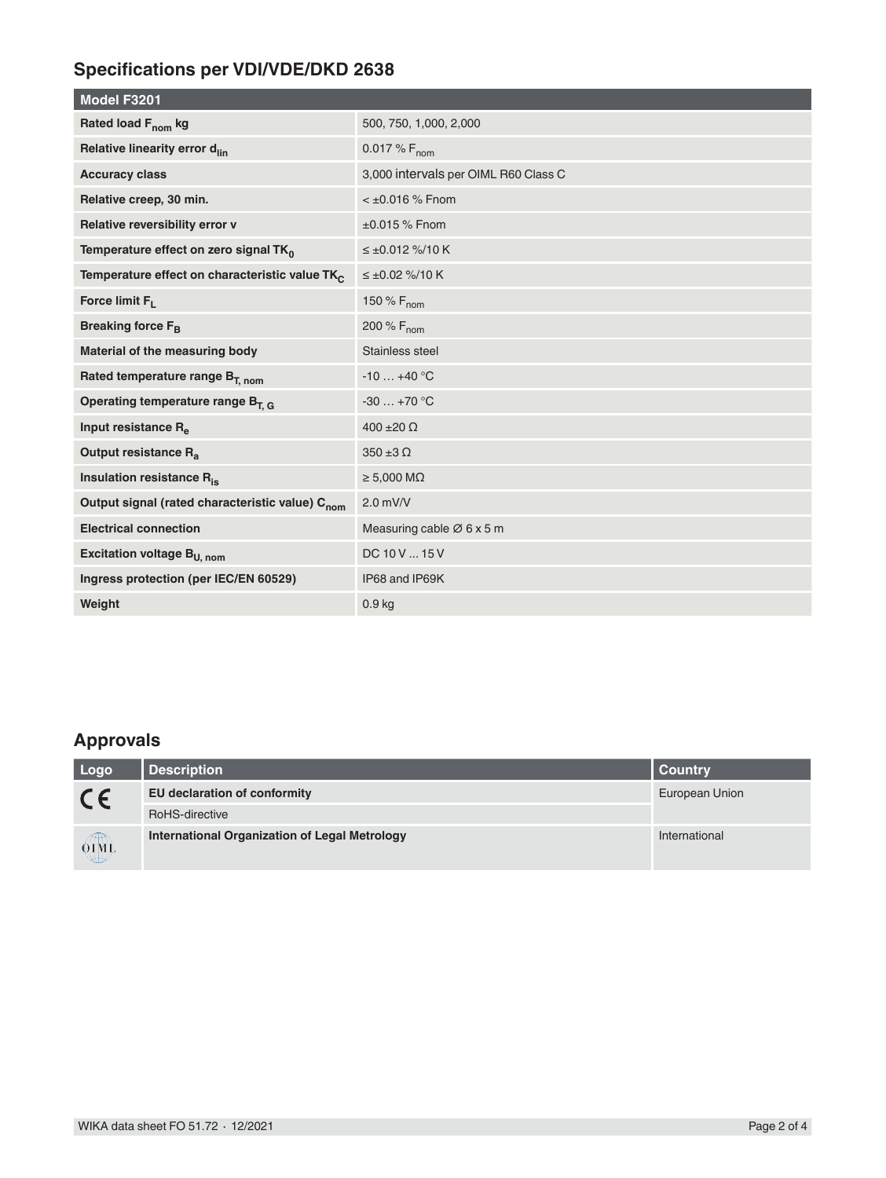## Specifications per VDI/VDE/DKD 2638

| Model F3201 | |
|---|---|
| **Rated load $F_{nom}$ kg** | 500, 750, 1,000, 2,000 |
| **Relative linearity error $d_{lin}$** | 0.017 % $F_{nom}$ |
| **Accuracy class** | 3,000 intervals per OIML R60 Class C |
| **Relative creep, 30 min.** | < ±0.016 % Fnom |
| **Relative reversibility error v** | ±0.015 % Fnom |
| **Temperature effect on zero signal $TK_0$** | ≤ ±0.012 %/10 K |
| **Temperature effect on characteristic value $TK_C$** | ≤ ±0.02 %/10 K |
| **Force limit $F_L$** | 150 % $F_{nom}$ |
| **Breaking force $F_B$** | 200 % $F_{nom}$ |
| **Material of the measuring body** | Stainless steel |
| **Rated temperature range $B_{T, nom}$** | -10 … +40 °C |
| **Operating temperature range $B_{T, G}$** | -30 … +70 °C |
| **Input resistance $R_e$** | 400 ±20 Ω |
| **Output resistance $R_a$** | 350 ±3 Ω |
| **Insulation resistance $R_{is}$** | ≥ 5,000 MΩ |
| **Output signal (rated characteristic value) $C_{nom}$** | 2.0 mV/V |
| **Electrical connection** | Measuring cable Ø 6 x 5 m |
| **Excitation voltage $B_{U, nom}$** | DC 10 V ... 15 V |
| **Ingress protection (per IEC/EN 60529)** | IP68 and IP69K |
| **Weight** | 0.9 kg |

## Approvals

| Logo | Description | Country |
|---|---|---|
| CE | **EU declaration of conformity**<br>RoHS-directive | European Union |
| OIML | **International Organization of Legal Metrology** | International |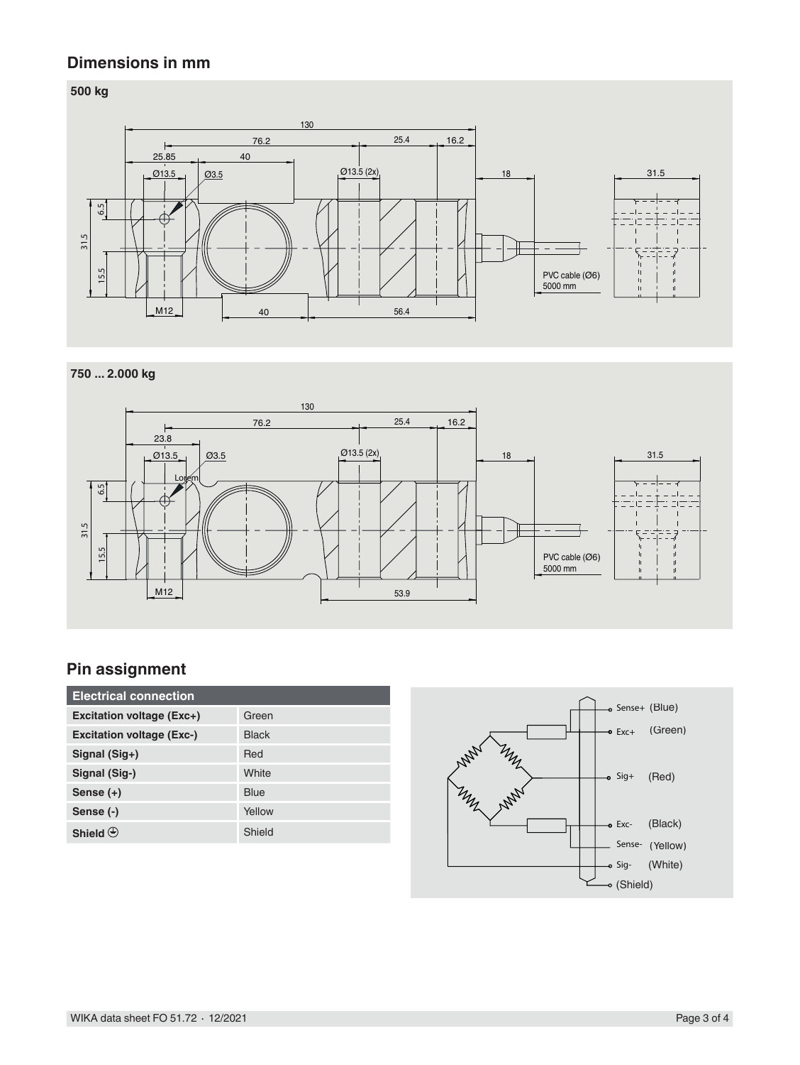## Dimensions in mm

**500 kg**

130
76.2
25.4
16.2
25.85
40
Ø13.5
Ø3.5
Ø13.5 (2x)
18
31.5
6.5
31.5
15.5
M12
40
56.4
PVC cable (Ø6)
5000 mm

**750 ... 2.000 kg**

130
76.2
25.4
16.2
23.8
Ø13.5
Ø3.5
Ø13.5 (2x)
18
31.5
Lorem
6.5
31.5
15.5
M12
53.9
PVC cable (Ø6)
5000 mm

## Pin assignment

| Electrical connection | |
|---|---|
| **Excitation voltage (Exc+)** | Green |
| **Excitation voltage (Exc-)** | Black |
| **Signal (Sig+)** | Red |
| **Signal (Sig-)** | White |
| **Sense (+)** | Blue |
| **Sense (-)** | Yellow |
| **Shield ⊕** | Shield |

Sense+ (Blue)
Exc+ (Green)
Sig+ (Red)
Exc- (Black)
Sense- (Yellow)
Sig- (White)
(Shield)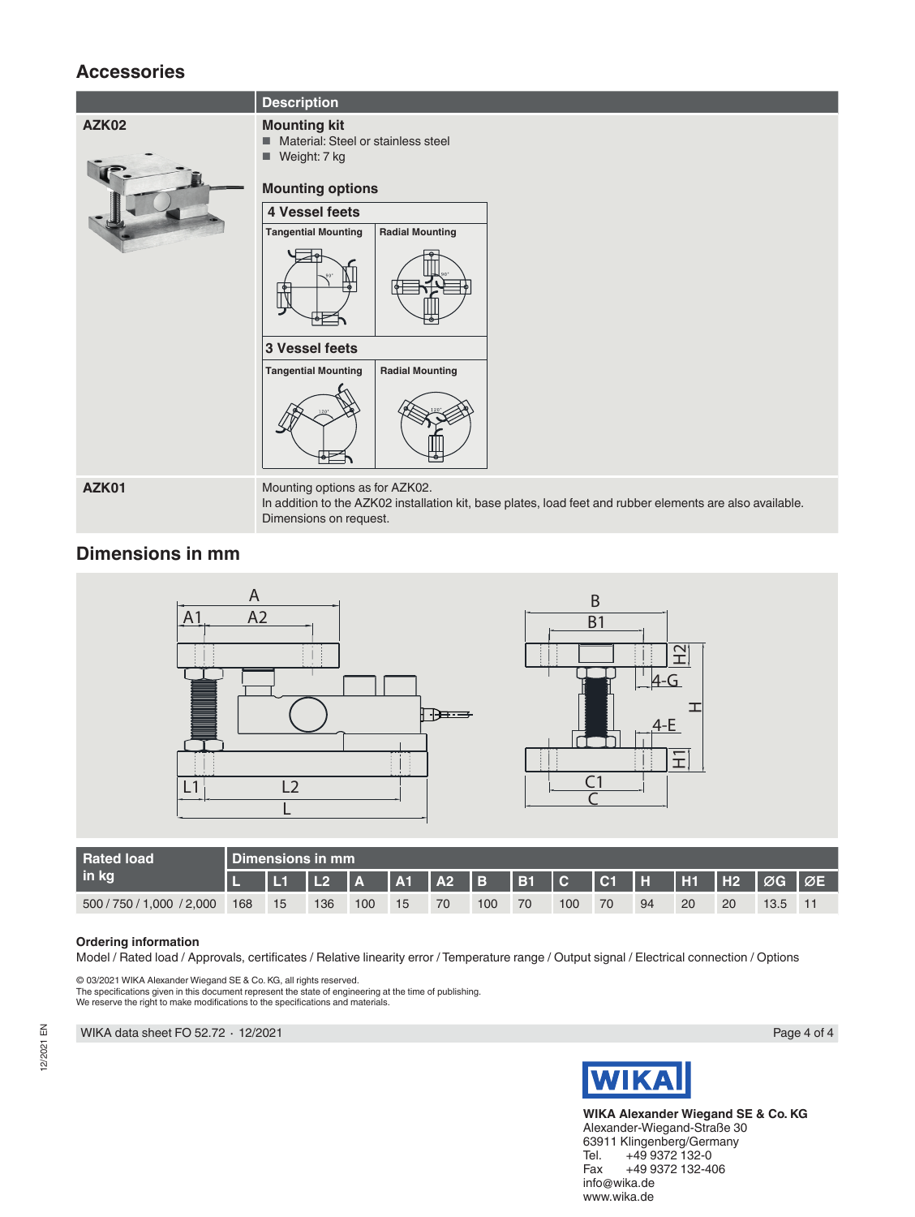## Accessories

| | Description |
|---|---|
| **AZK02** | **Mounting kit**<br>■ Material: Steel or stainless steel<br>■ Weight: 7 kg<br><br>**Mounting options**<br>**4 Vessel feets**: Tangential Mounting / Radial Mounting<br>**3 Vessel feets**: Tangential Mounting / Radial Mounting |
| **AZK01** | Mounting options as for AZK02.<br>In addition to the AZK02 installation kit, base plates, load feet and rubber elements are also available.<br>Dimensions on request. |

## Dimensions in mm

A
A1
A2
L1
L2
L
B
B1
H2
4-G
H
4-E
H1
C1
C

| Rated load in kg | Dimensions in mm | | | | | | | | | | | | | |
|---|---|---|---|---|---|---|---|---|---|---|---|---|---|---|
| | L | L1 | L2 | A | A1 | A2 | B | B1 | C | C1 | H | H1 | H2 | ØG | ØE |
| 500 / 750 / 1,000 / 2,000 | 168 | 15 | 136 | 100 | 15 | 70 | 100 | 70 | 100 | 70 | 94 | 20 | 20 | 13.5 | 11 |

**Ordering information**

Model / Rated load / Approvals, certificates / Relative linearity error / Temperature range / Output signal / Electrical connection / Options

© 03/2021 WIKA Alexander Wiegand SE & Co. KG, all rights reserved.
The specifications given in this document represent the state of engineering at the time of publishing.
We reserve the right to make modifications to the specifications and materials.

WIKA data sheet FO 52.72 · 12/2021

**WIKA Alexander Wiegand SE & Co. KG**
Alexander-Wiegand-Straße 30
63911 Klingenberg/Germany
Tel. +49 9372 132-0
Fax +49 9372 132-406
info@wika.de
www.wika.de